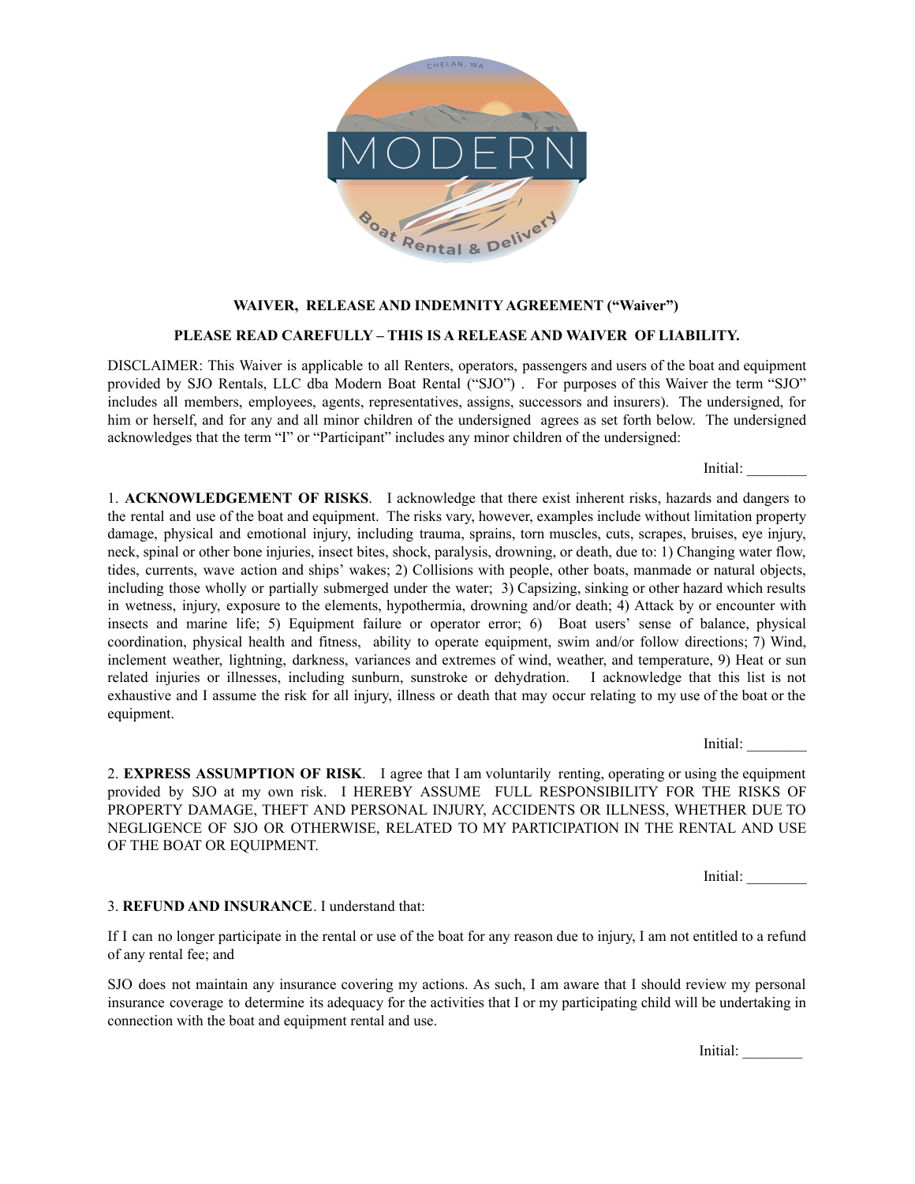**WAIVER, RELEASE AND INDEMNITY AGREEMENT ("Waiver")**

**PLEASE READ CAREFULLY – THIS IS A RELEASE AND WAIVER OF LIABILITY.**

DISCLAIMER: This Waiver is applicable to all Renters, operators, passengers and users of the boat and equipment provided by SJO Rentals, LLC dba Modern Boat Rental ("SJO") . For purposes of this Waiver the term "SJO" includes all members, employees, agents, representatives, assigns, successors and insurers). The undersigned, for him or herself, and for any and all minor children of the undersigned agrees as set forth below. The undersigned acknowledges that the term "I" or "Participant" includes any minor children of the undersigned:

Initial: ________

1. **ACKNOWLEDGEMENT OF RISKS**. I acknowledge that there exist inherent risks, hazards and dangers to the rental and use of the boat and equipment. The risks vary, however, examples include without limitation property damage, physical and emotional injury, including trauma, sprains, torn muscles, cuts, scrapes, bruises, eye injury, neck, spinal or other bone injuries, insect bites, shock, paralysis, drowning, or death, due to: 1) Changing water flow, tides, currents, wave action and ships' wakes; 2) Collisions with people, other boats, manmade or natural objects, including those wholly or partially submerged under the water; 3) Capsizing, sinking or other hazard which results in wetness, injury, exposure to the elements, hypothermia, drowning and/or death; 4) Attack by or encounter with insects and marine life; 5) Equipment failure or operator error; 6) Boat users' sense of balance, physical coordination, physical health and fitness, ability to operate equipment, swim and/or follow directions; 7) Wind, inclement weather, lightning, darkness, variances and extremes of wind, weather, and temperature, 9) Heat or sun related injuries or illnesses, including sunburn, sunstroke or dehydration. I acknowledge that this list is not exhaustive and I assume the risk for all injury, illness or death that may occur relating to my use of the boat or the equipment.

Initial: ________

2. **EXPRESS ASSUMPTION OF RISK**. I agree that I am voluntarily renting, operating or using the equipment provided by SJO at my own risk. I HEREBY ASSUME FULL RESPONSIBILITY FOR THE RISKS OF PROPERTY DAMAGE, THEFT AND PERSONAL INJURY, ACCIDENTS OR ILLNESS, WHETHER DUE TO NEGLIGENCE OF SJO OR OTHERWISE, RELATED TO MY PARTICIPATION IN THE RENTAL AND USE OF THE BOAT OR EQUIPMENT.

Initial: ________

3. **REFUND AND INSURANCE**. I understand that:

If I can no longer participate in the rental or use of the boat for any reason due to injury, I am not entitled to a refund of any rental fee; and

SJO does not maintain any insurance covering my actions. As such, I am aware that I should review my personal insurance coverage to determine its adequacy for the activities that I or my participating child will be undertaking in connection with the boat and equipment rental and use.

Initial: ________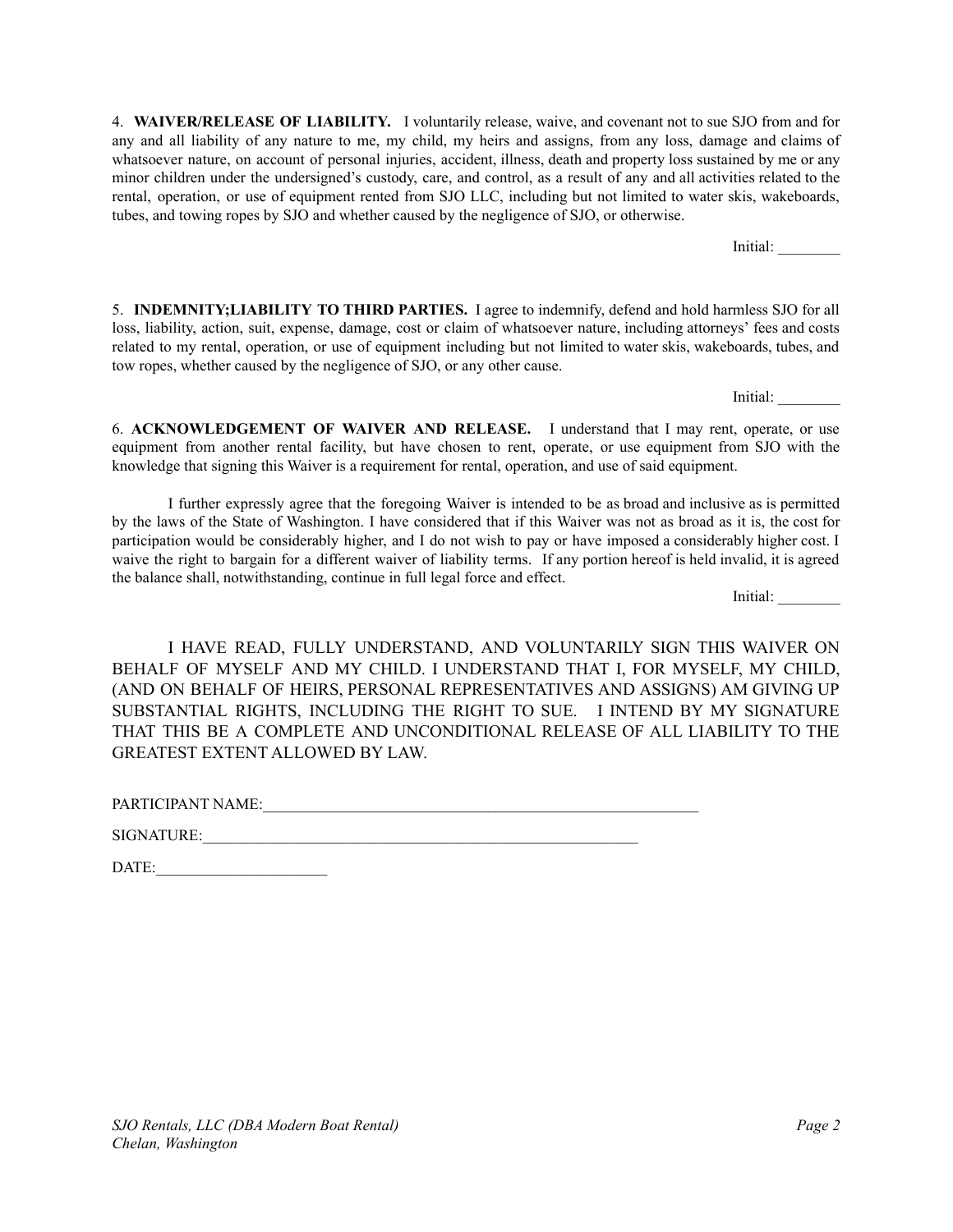4. **WAIVER/RELEASE OF LIABILITY.** I voluntarily release, waive, and covenant not to sue SJO from and for any and all liability of any nature to me, my child, my heirs and assigns, from any loss, damage and claims of whatsoever nature, on account of personal injuries, accident, illness, death and property loss sustained by me or any minor children under the undersigned's custody, care, and control, as a result of any and all activities related to the rental, operation, or use of equipment rented from SJO LLC, including but not limited to water skis, wakeboards, tubes, and towing ropes by SJO and whether caused by the negligence of SJO, or otherwise.

Initial: ________

5. **INDEMNITY;LIABILITY TO THIRD PARTIES.** I agree to indemnify, defend and hold harmless SJO for all loss, liability, action, suit, expense, damage, cost or claim of whatsoever nature, including attorneys' fees and costs related to my rental, operation, or use of equipment including but not limited to water skis, wakeboards, tubes, and tow ropes, whether caused by the negligence of SJO, or any other cause.

Initial: ________

6. **ACKNOWLEDGEMENT OF WAIVER AND RELEASE.** I understand that I may rent, operate, or use equipment from another rental facility, but have chosen to rent, operate, or use equipment from SJO with the knowledge that signing this Waiver is a requirement for rental, operation, and use of said equipment.

I further expressly agree that the foregoing Waiver is intended to be as broad and inclusive as is permitted by the laws of the State of Washington. I have considered that if this Waiver was not as broad as it is, the cost for participation would be considerably higher, and I do not wish to pay or have imposed a considerably higher cost. I waive the right to bargain for a different waiver of liability terms. If any portion hereof is held invalid, it is agreed the balance shall, notwithstanding, continue in full legal force and effect.

Initial: ________

I HAVE READ, FULLY UNDERSTAND, AND VOLUNTARILY SIGN THIS WAIVER ON BEHALF OF MYSELF AND MY CHILD. I UNDERSTAND THAT I, FOR MYSELF, MY CHILD, (AND ON BEHALF OF HEIRS, PERSONAL REPRESENTATIVES AND ASSIGNS) AM GIVING UP SUBSTANTIAL RIGHTS, INCLUDING THE RIGHT TO SUE. I INTEND BY MY SIGNATURE THAT THIS BE A COMPLETE AND UNCONDITIONAL RELEASE OF ALL LIABILITY TO THE GREATEST EXTENT ALLOWED BY LAW.

PARTICIPANT NAME:___________________________________________________________

SIGNATURE:___________________________________________________________

DATE:______________________

*SJO Rentals, LLC (DBA Modern Boat Rental)*
*Chelan, Washington*